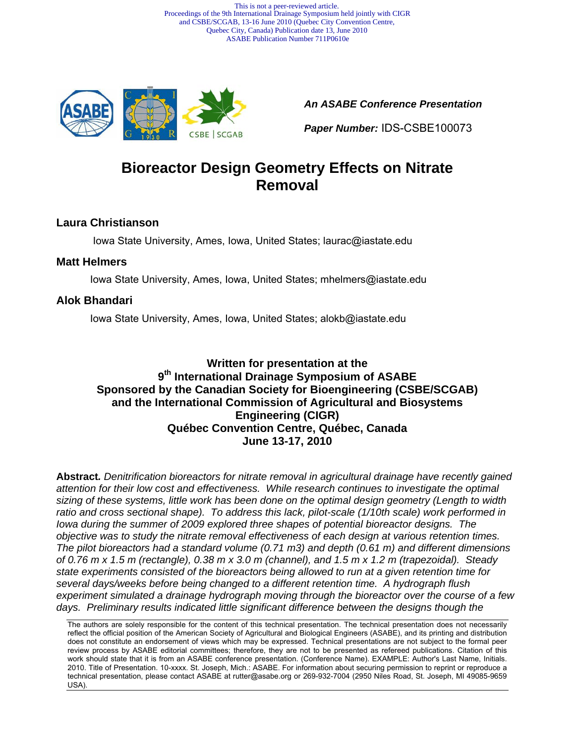This is not a peer-reviewed article.
Proceedings of the 9th International Drainage Symposium held jointly with CIGR and CSBE/SCGAB, 13-16 June 2010 (Quebec City Convention Centre, Quebec City, Canada) Publication date 13, June 2010
ASABE Publication Number 711P0610e

*An ASABE Conference Presentation*

***Paper Number:*** IDS-CSBE100073

# Bioreactor Design Geometry Effects on Nitrate Removal

### Laura Christianson

Iowa State University, Ames, Iowa, United States; laurac@iastate.edu

### Matt Helmers

Iowa State University, Ames, Iowa, United States; mhelmers@iastate.edu

### Alok Bhandari

Iowa State University, Ames, Iowa, United States; alokb@iastate.edu

**Written for presentation at the**
**9th International Drainage Symposium of ASABE**
**Sponsored by the Canadian Society for Bioengineering (CSBE/SCGAB) and the International Commission of Agricultural and Biosystems Engineering (CIGR)**
**Québec Convention Centre, Québec, Canada**
**June 13-17, 2010**

**Abstract.** *Denitrification bioreactors for nitrate removal in agricultural drainage have recently gained attention for their low cost and effectiveness. While research continues to investigate the optimal sizing of these systems, little work has been done on the optimal design geometry (Length to width ratio and cross sectional shape). To address this lack, pilot-scale (1/10th scale) work performed in Iowa during the summer of 2009 explored three shapes of potential bioreactor designs. The objective was to study the nitrate removal effectiveness of each design at various retention times. The pilot bioreactors had a standard volume (0.71 m3) and depth (0.61 m) and different dimensions of 0.76 m x 1.5 m (rectangle), 0.38 m x 3.0 m (channel), and 1.5 m x 1.2 m (trapezoidal). Steady state experiments consisted of the bioreactors being allowed to run at a given retention time for several days/weeks before being changed to a different retention time. A hydrograph flush experiment simulated a drainage hydrograph moving through the bioreactor over the course of a few days. Preliminary results indicated little significant difference between the designs though the*

The authors are solely responsible for the content of this technical presentation. The technical presentation does not necessarily reflect the official position of the American Society of Agricultural and Biological Engineers (ASABE), and its printing and distribution does not constitute an endorsement of views which may be expressed. Technical presentations are not subject to the formal peer review process by ASABE editorial committees; therefore, they are not to be presented as refereed publications. Citation of this work should state that it is from an ASABE conference presentation. (Conference Name). EXAMPLE: Author's Last Name, Initials. 2010. Title of Presentation. 10-xxxx. St. Joseph, Mich.: ASABE. For information about securing permission to reprint or reproduce a technical presentation, please contact ASABE at rutter@asabe.org or 269-932-7004 (2950 Niles Road, St. Joseph, MI 49085-9659 USA).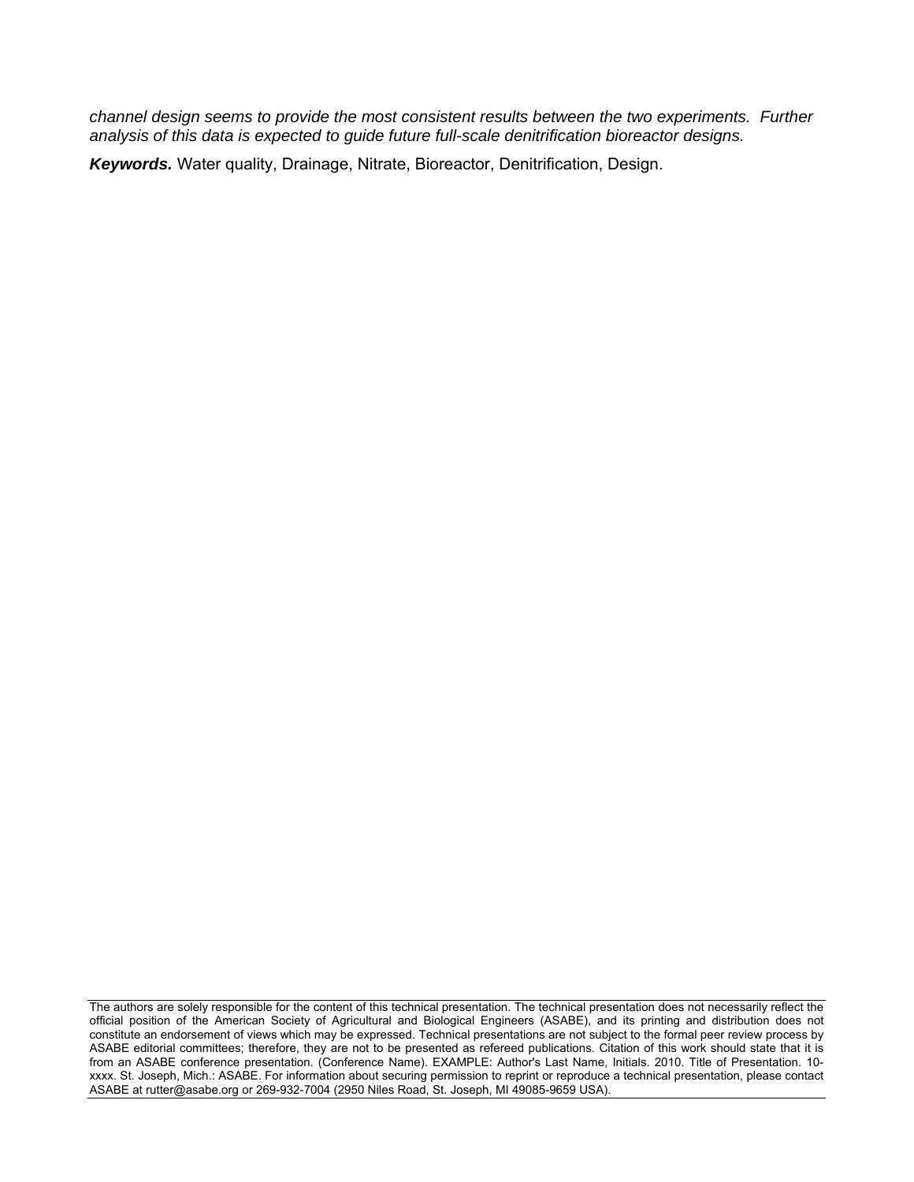*channel design seems to provide the most consistent results between the two experiments. Further analysis of this data is expected to guide future full-scale denitrification bioreactor designs.*

***Keywords.*** Water quality, Drainage, Nitrate, Bioreactor, Denitrification, Design.

The authors are solely responsible for the content of this technical presentation. The technical presentation does not necessarily reflect the official position of the American Society of Agricultural and Biological Engineers (ASABE), and its printing and distribution does not constitute an endorsement of views which may be expressed. Technical presentations are not subject to the formal peer review process by ASABE editorial committees; therefore, they are not to be presented as refereed publications. Citation of this work should state that it is from an ASABE conference presentation. (Conference Name). EXAMPLE: Author's Last Name, Initials. 2010. Title of Presentation. 10-xxxx. St. Joseph, Mich.: ASABE. For information about securing permission to reprint or reproduce a technical presentation, please contact ASABE at rutter@asabe.org or 269-932-7004 (2950 Niles Road, St. Joseph, MI 49085-9659 USA).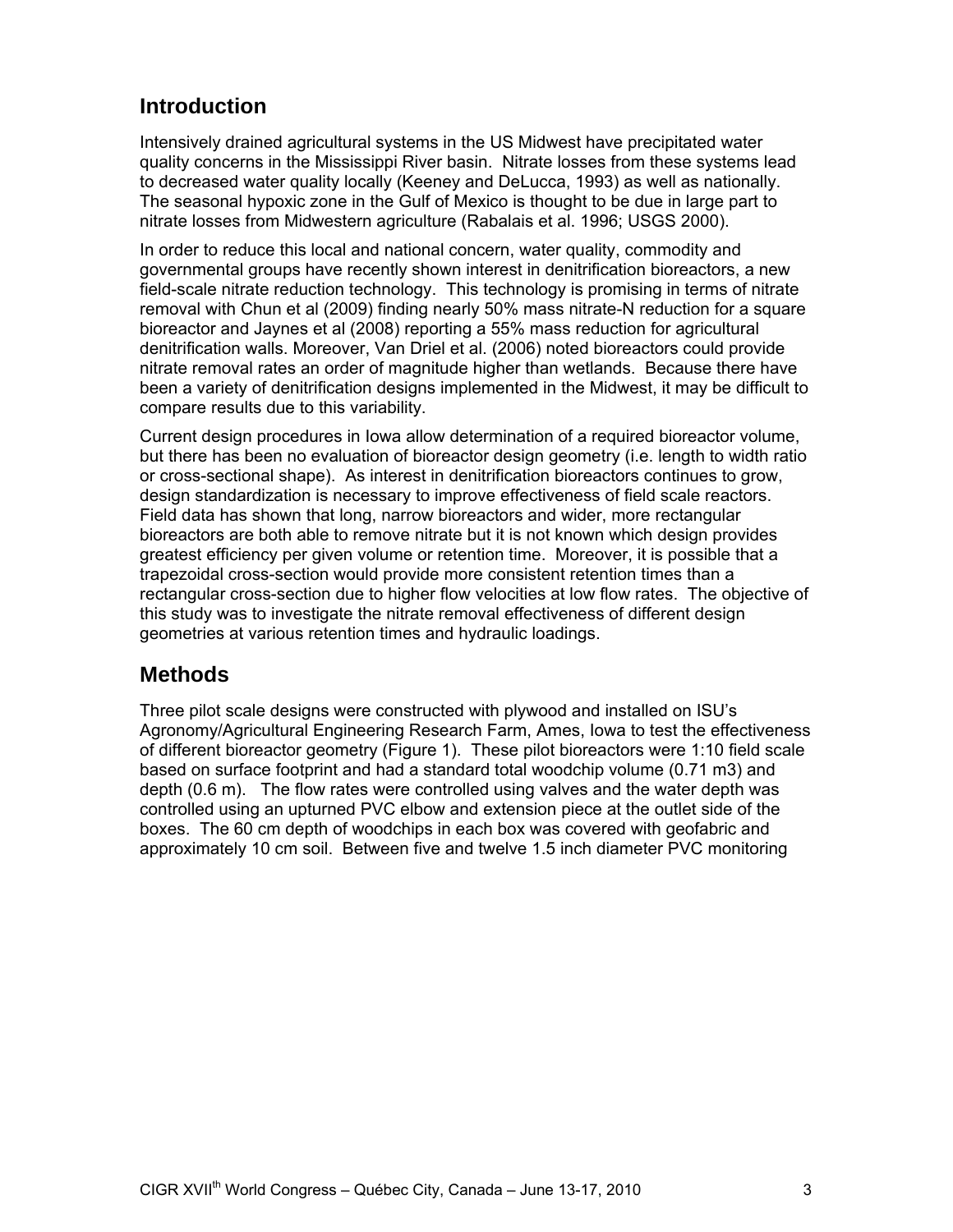## Introduction

Intensively drained agricultural systems in the US Midwest have precipitated water quality concerns in the Mississippi River basin. Nitrate losses from these systems lead to decreased water quality locally (Keeney and DeLucca, 1993) as well as nationally. The seasonal hypoxic zone in the Gulf of Mexico is thought to be due in large part to nitrate losses from Midwestern agriculture (Rabalais et al. 1996; USGS 2000).

In order to reduce this local and national concern, water quality, commodity and governmental groups have recently shown interest in denitrification bioreactors, a new field-scale nitrate reduction technology. This technology is promising in terms of nitrate removal with Chun et al (2009) finding nearly 50% mass nitrate-N reduction for a square bioreactor and Jaynes et al (2008) reporting a 55% mass reduction for agricultural denitrification walls. Moreover, Van Driel et al. (2006) noted bioreactors could provide nitrate removal rates an order of magnitude higher than wetlands. Because there have been a variety of denitrification designs implemented in the Midwest, it may be difficult to compare results due to this variability.

Current design procedures in Iowa allow determination of a required bioreactor volume, but there has been no evaluation of bioreactor design geometry (i.e. length to width ratio or cross-sectional shape). As interest in denitrification bioreactors continues to grow, design standardization is necessary to improve effectiveness of field scale reactors. Field data has shown that long, narrow bioreactors and wider, more rectangular bioreactors are both able to remove nitrate but it is not known which design provides greatest efficiency per given volume or retention time. Moreover, it is possible that a trapezoidal cross-section would provide more consistent retention times than a rectangular cross-section due to higher flow velocities at low flow rates. The objective of this study was to investigate the nitrate removal effectiveness of different design geometries at various retention times and hydraulic loadings.

## Methods

Three pilot scale designs were constructed with plywood and installed on ISU's Agronomy/Agricultural Engineering Research Farm, Ames, Iowa to test the effectiveness of different bioreactor geometry (Figure 1). These pilot bioreactors were 1:10 field scale based on surface footprint and had a standard total woodchip volume (0.71 m3) and depth (0.6 m). The flow rates were controlled using valves and the water depth was controlled using an upturned PVC elbow and extension piece at the outlet side of the boxes. The 60 cm depth of woodchips in each box was covered with geofabric and approximately 10 cm soil. Between five and twelve 1.5 inch diameter PVC monitoring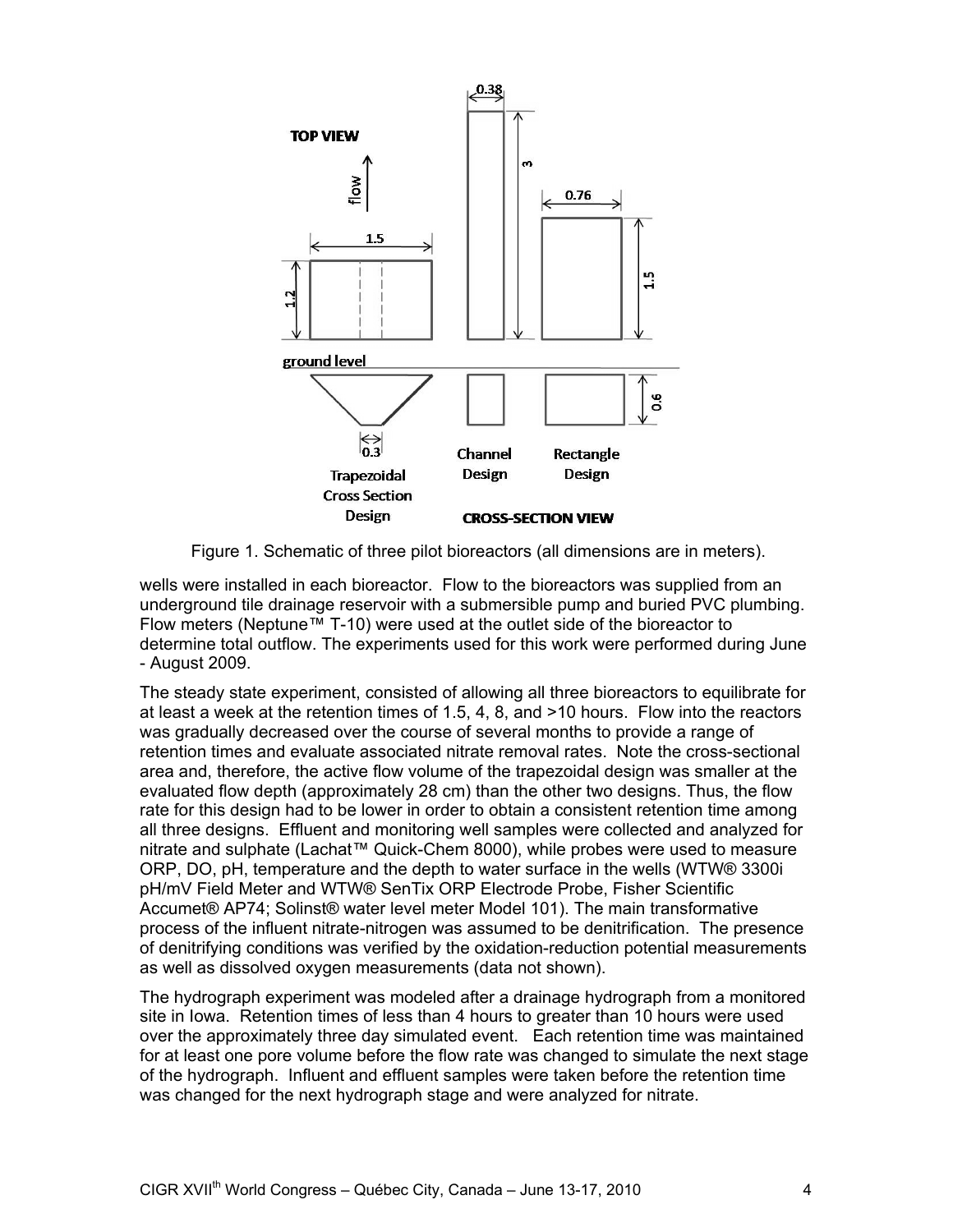Figure 1. Schematic of three pilot bioreactors (all dimensions are in meters).

wells were installed in each bioreactor. Flow to the bioreactors was supplied from an underground tile drainage reservoir with a submersible pump and buried PVC plumbing. Flow meters (Neptune™ T-10) were used at the outlet side of the bioreactor to determine total outflow. The experiments used for this work were performed during June - August 2009.

The steady state experiment, consisted of allowing all three bioreactors to equilibrate for at least a week at the retention times of 1.5, 4, 8, and >10 hours. Flow into the reactors was gradually decreased over the course of several months to provide a range of retention times and evaluate associated nitrate removal rates. Note the cross-sectional area and, therefore, the active flow volume of the trapezoidal design was smaller at the evaluated flow depth (approximately 28 cm) than the other two designs. Thus, the flow rate for this design had to be lower in order to obtain a consistent retention time among all three designs. Effluent and monitoring well samples were collected and analyzed for nitrate and sulphate (Lachat™ Quick-Chem 8000), while probes were used to measure ORP, DO, pH, temperature and the depth to water surface in the wells (WTW® 3300i pH/mV Field Meter and WTW® SenTix ORP Electrode Probe, Fisher Scientific Accumet® AP74; Solinst® water level meter Model 101). The main transformative process of the influent nitrate-nitrogen was assumed to be denitrification. The presence of denitrifying conditions was verified by the oxidation-reduction potential measurements as well as dissolved oxygen measurements (data not shown).

The hydrograph experiment was modeled after a drainage hydrograph from a monitored site in Iowa. Retention times of less than 4 hours to greater than 10 hours were used over the approximately three day simulated event. Each retention time was maintained for at least one pore volume before the flow rate was changed to simulate the next stage of the hydrograph. Influent and effluent samples were taken before the retention time was changed for the next hydrograph stage and were analyzed for nitrate.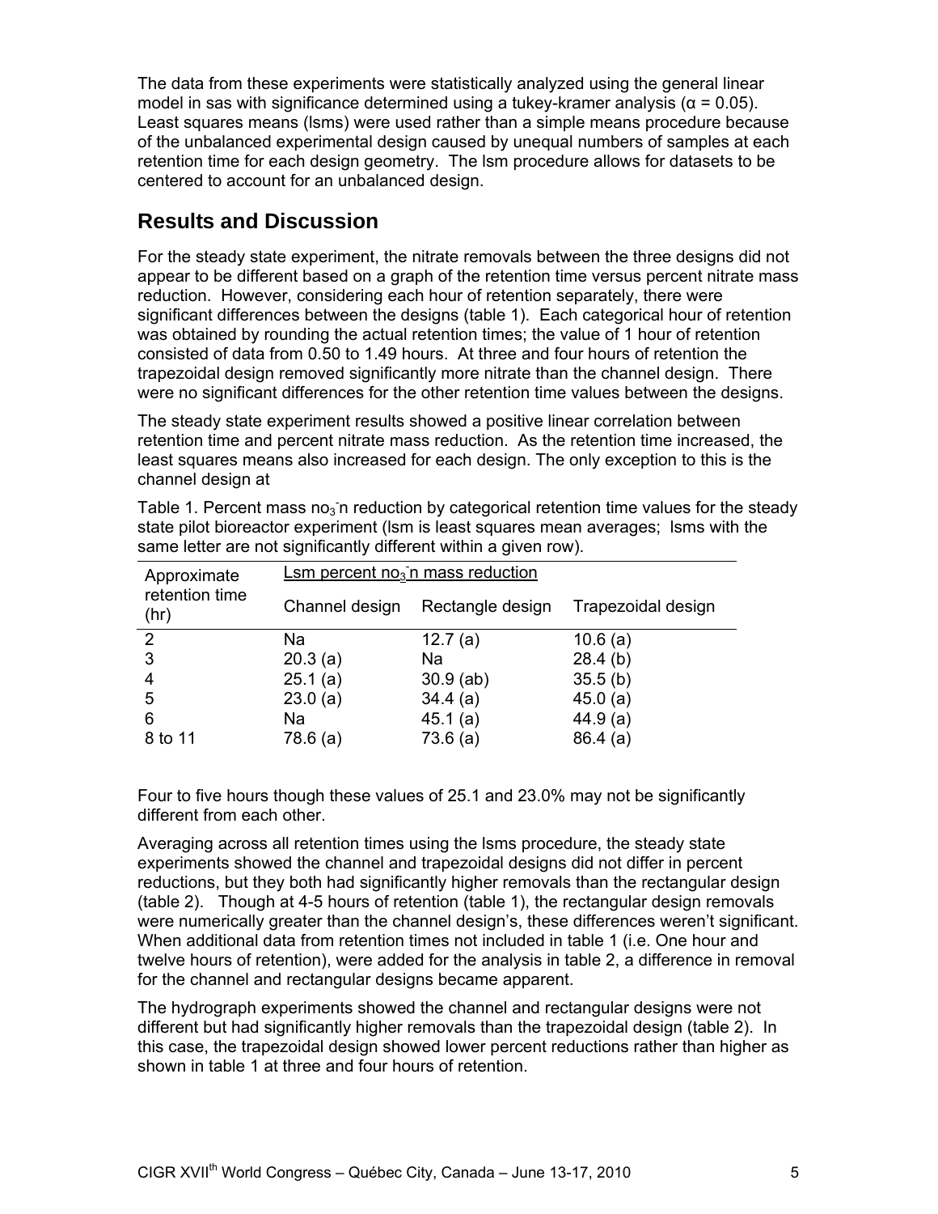The data from these experiments were statistically analyzed using the general linear model in sas with significance determined using a tukey-kramer analysis ($\alpha = 0.05$). Least squares means (lsms) were used rather than a simple means procedure because of the unbalanced experimental design caused by unequal numbers of samples at each retention time for each design geometry. The lsm procedure allows for datasets to be centered to account for an unbalanced design.

## Results and Discussion

For the steady state experiment, the nitrate removals between the three designs did not appear to be different based on a graph of the retention time versus percent nitrate mass reduction. However, considering each hour of retention separately, there were significant differences between the designs (table 1). Each categorical hour of retention was obtained by rounding the actual retention times; the value of 1 hour of retention consisted of data from 0.50 to 1.49 hours. At three and four hours of retention the trapezoidal design removed significantly more nitrate than the channel design. There were no significant differences for the other retention time values between the designs.

The steady state experiment results showed a positive linear correlation between retention time and percent nitrate mass reduction. As the retention time increased, the least squares means also increased for each design. The only exception to this is the channel design at

Table 1. Percent mass $no_3^-n$ reduction by categorical retention time values for the steady state pilot bioreactor experiment (lsm is least squares mean averages; lsms with the same letter are not significantly different within a given row).

| Approximate retention time (hr) | Lsm percent $no_3^-n$ mass reduction | | |
|---|---|---|---|
| | Channel design | Rectangle design | Trapezoidal design |
| 2 | Na | 12.7 (a) | 10.6 (a) |
| 3 | 20.3 (a) | Na | 28.4 (b) |
| 4 | 25.1 (a) | 30.9 (ab) | 35.5 (b) |
| 5 | 23.0 (a) | 34.4 (a) | 45.0 (a) |
| 6 | Na | 45.1 (a) | 44.9 (a) |
| 8 to 11 | 78.6 (a) | 73.6 (a) | 86.4 (a) |

Four to five hours though these values of 25.1 and 23.0% may not be significantly different from each other.

Averaging across all retention times using the lsms procedure, the steady state experiments showed the channel and trapezoidal designs did not differ in percent reductions, but they both had significantly higher removals than the rectangular design (table 2). Though at 4-5 hours of retention (table 1), the rectangular design removals were numerically greater than the channel design's, these differences weren't significant. When additional data from retention times not included in table 1 (i.e. One hour and twelve hours of retention), were added for the analysis in table 2, a difference in removal for the channel and rectangular designs became apparent.

The hydrograph experiments showed the channel and rectangular designs were not different but had significantly higher removals than the trapezoidal design (table 2). In this case, the trapezoidal design showed lower percent reductions rather than higher as shown in table 1 at three and four hours of retention.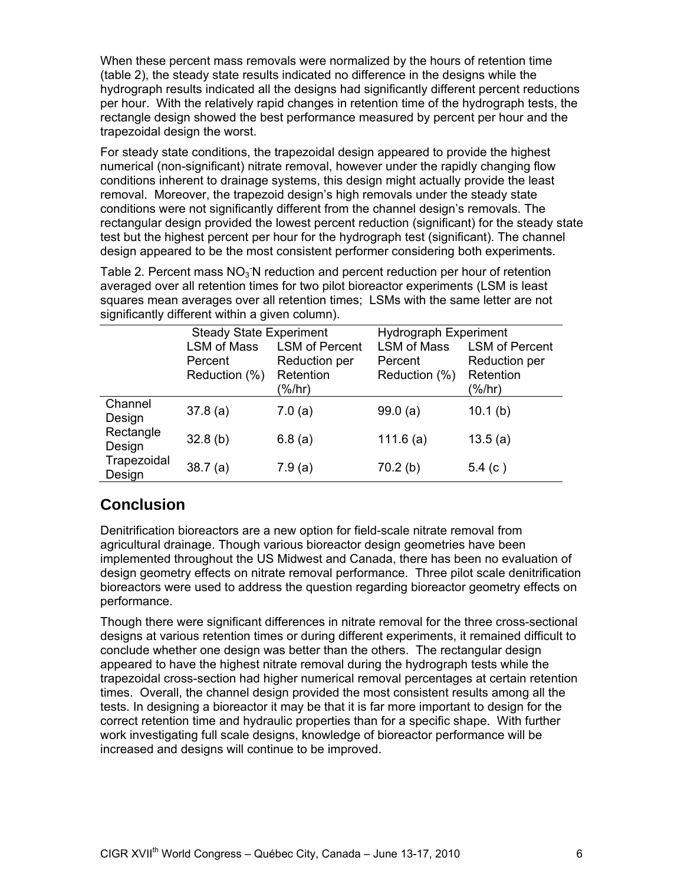When these percent mass removals were normalized by the hours of retention time (table 2), the steady state results indicated no difference in the designs while the hydrograph results indicated all the designs had significantly different percent reductions per hour. With the relatively rapid changes in retention time of the hydrograph tests, the rectangle design showed the best performance measured by percent per hour and the trapezoidal design the worst.

For steady state conditions, the trapezoidal design appeared to provide the highest numerical (non-significant) nitrate removal, however under the rapidly changing flow conditions inherent to drainage systems, this design might actually provide the least removal. Moreover, the trapezoid design's high removals under the steady state conditions were not significantly different from the channel design's removals. The rectangular design provided the lowest percent reduction (significant) for the steady state test but the highest percent per hour for the hydrograph test (significant). The channel design appeared to be the most consistent performer considering both experiments.

Table 2. Percent mass $NO_3^-$-N reduction and percent reduction per hour of retention averaged over all retention times for two pilot bioreactor experiments (LSM is least squares mean averages over all retention times; LSMs with the same letter are not significantly different within a given column).

| | Steady State Experiment | | Hydrograph Experiment | |
|---|---|---|---|---|
| | LSM of Mass Percent Reduction (%) | LSM of Percent Reduction per Retention (%/hr) | LSM of Mass Percent Reduction (%) | LSM of Percent Reduction per Retention (%/hr) |
| Channel Design | 37.8 (a) | 7.0 (a) | 99.0 (a) | 10.1 (b) |
| Rectangle Design | 32.8 (b) | 6.8 (a) | 111.6 (a) | 13.5 (a) |
| Trapezoidal Design | 38.7 (a) | 7.9 (a) | 70.2 (b) | 5.4 (c ) |

## Conclusion

Denitrification bioreactors are a new option for field-scale nitrate removal from agricultural drainage. Though various bioreactor design geometries have been implemented throughout the US Midwest and Canada, there has been no evaluation of design geometry effects on nitrate removal performance. Three pilot scale denitrification bioreactors were used to address the question regarding bioreactor geometry effects on performance.

Though there were significant differences in nitrate removal for the three cross-sectional designs at various retention times or during different experiments, it remained difficult to conclude whether one design was better than the others. The rectangular design appeared to have the highest nitrate removal during the hydrograph tests while the trapezoidal cross-section had higher numerical removal percentages at certain retention times. Overall, the channel design provided the most consistent results among all the tests. In designing a bioreactor it may be that it is far more important to design for the correct retention time and hydraulic properties than for a specific shape. With further work investigating full scale designs, knowledge of bioreactor performance will be increased and designs will continue to be improved.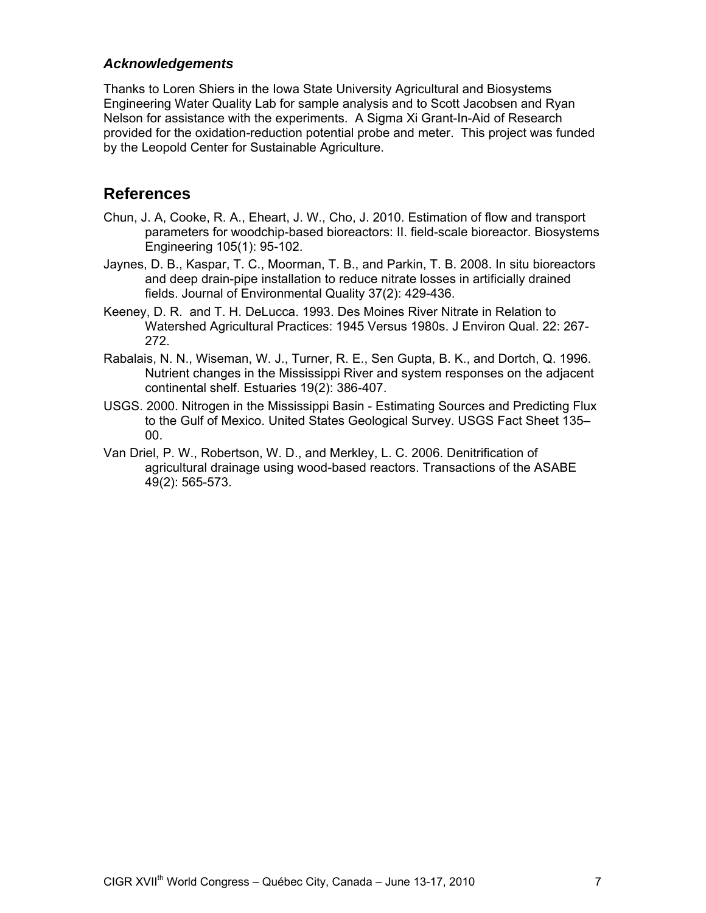### *Acknowledgements*

Thanks to Loren Shiers in the Iowa State University Agricultural and Biosystems Engineering Water Quality Lab for sample analysis and to Scott Jacobsen and Ryan Nelson for assistance with the experiments. A Sigma Xi Grant-In-Aid of Research provided for the oxidation-reduction potential probe and meter. This project was funded by the Leopold Center for Sustainable Agriculture.

## References

Chun, J. A, Cooke, R. A., Eheart, J. W., Cho, J. 2010. Estimation of flow and transport parameters for woodchip-based bioreactors: II. field-scale bioreactor. Biosystems Engineering 105(1): 95-102.

Jaynes, D. B., Kaspar, T. C., Moorman, T. B., and Parkin, T. B. 2008. In situ bioreactors and deep drain-pipe installation to reduce nitrate losses in artificially drained fields. Journal of Environmental Quality 37(2): 429-436.

Keeney, D. R. and T. H. DeLucca. 1993. Des Moines River Nitrate in Relation to Watershed Agricultural Practices: 1945 Versus 1980s. J Environ Qual. 22: 267-272.

Rabalais, N. N., Wiseman, W. J., Turner, R. E., Sen Gupta, B. K., and Dortch, Q. 1996. Nutrient changes in the Mississippi River and system responses on the adjacent continental shelf. Estuaries 19(2): 386-407.

USGS. 2000. Nitrogen in the Mississippi Basin - Estimating Sources and Predicting Flux to the Gulf of Mexico. United States Geological Survey. USGS Fact Sheet 135–00.

Van Driel, P. W., Robertson, W. D., and Merkley, L. C. 2006. Denitrification of agricultural drainage using wood-based reactors. Transactions of the ASABE 49(2): 565-573.